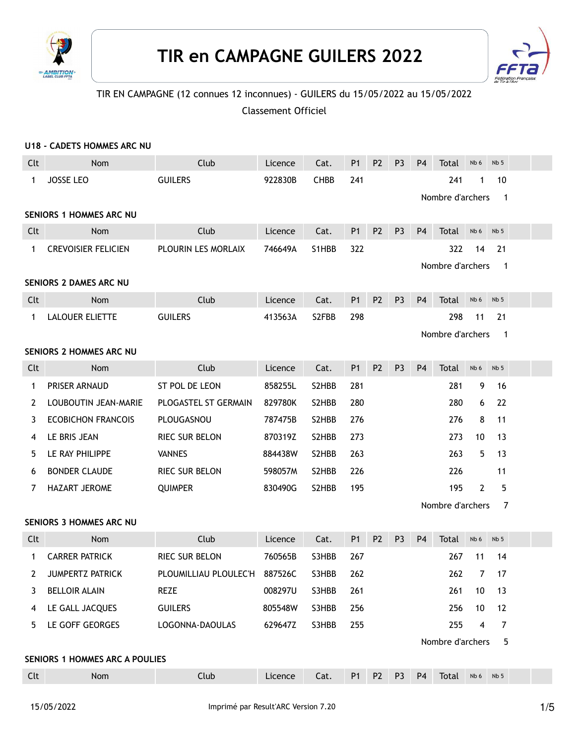# TIR en CAMPAGNE GUILERS 2022

TIR EN CAMPAGNE (12 connues 12 inconnues) - GUILERS du 15/05/2022 au 15/05/2022

Classement Officiel

### U18 - CADETS HOMMES ARC NU

| Clt | Nom | Club | Licence | Cat. | P1 | P2 | P3 | P4 | Total | Nb 6 | Nb 5 |
|---|---|---|---|---|---|---|---|---|---|---|---|
| 1 | JOSSE LEO | GUILERS | 922830B | CHBB | 241 | | | | 241 | 1 | 10 |

Nombre d'archers 1

### SENIORS 1 HOMMES ARC NU

| Clt | Nom | Club | Licence | Cat. | P1 | P2 | P3 | P4 | Total | Nb 6 | Nb 5 |
|---|---|---|---|---|---|---|---|---|---|---|---|
| 1 | CREVOISIER FELICIEN | PLOURIN LES MORLAIX | 746649A | S1HBB | 322 | | | | 322 | 14 | 21 |

Nombre d'archers 1

### SENIORS 2 DAMES ARC NU

| Clt | Nom | Club | Licence | Cat. | P1 | P2 | P3 | P4 | Total | Nb 6 | Nb 5 |
|---|---|---|---|---|---|---|---|---|---|---|---|
| 1 | LALOUER ELIETTE | GUILERS | 413563A | S2FBB | 298 | | | | 298 | 11 | 21 |

Nombre d'archers 1

### SENIORS 2 HOMMES ARC NU

| Clt | Nom | Club | Licence | Cat. | P1 | P2 | P3 | P4 | Total | Nb 6 | Nb 5 |
|---|---|---|---|---|---|---|---|---|---|---|---|
| 1 | PRISER ARNAUD | ST POL DE LEON | 858255L | S2HBB | 281 | | | | 281 | 9 | 16 |
| 2 | LOUBOUTIN JEAN-MARIE | PLOGASTEL ST GERMAIN | 829780K | S2HBB | 280 | | | | 280 | 6 | 22 |
| 3 | ECOBICHON FRANCOIS | PLOUGASNOU | 787475B | S2HBB | 276 | | | | 276 | 8 | 11 |
| 4 | LE BRIS JEAN | RIEC SUR BELON | 870319Z | S2HBB | 273 | | | | 273 | 10 | 13 |
| 5 | LE RAY PHILIPPE | VANNES | 884438W | S2HBB | 263 | | | | 263 | 5 | 13 |
| 6 | BONDER CLAUDE | RIEC SUR BELON | 598057M | S2HBB | 226 | | | | 226 | | 11 |
| 7 | HAZART JEROME | QUIMPER | 830490G | S2HBB | 195 | | | | 195 | 2 | 5 |

Nombre d'archers 7

### SENIORS 3 HOMMES ARC NU

| Clt | Nom | Club | Licence | Cat. | P1 | P2 | P3 | P4 | Total | Nb 6 | Nb 5 |
|---|---|---|---|---|---|---|---|---|---|---|---|
| 1 | CARRER PATRICK | RIEC SUR BELON | 760565B | S3HBB | 267 | | | | 267 | 11 | 14 |
| 2 | JUMPERTZ PATRICK | PLOUMILLIAU PLOULEC'H | 887526C | S3HBB | 262 | | | | 262 | 7 | 17 |
| 3 | BELLOIR ALAIN | REZE | 008297U | S3HBB | 261 | | | | 261 | 10 | 13 |
| 4 | LE GALL JACQUES | GUILERS | 805548W | S3HBB | 256 | | | | 256 | 10 | 12 |
| 5 | LE GOFF GEORGES | LOGONNA-DAOULAS | 629647Z | S3HBB | 255 | | | | 255 | 4 | 7 |

Nombre d'archers 5

### SENIORS 1 HOMMES ARC A POULIES

| Clt | Nom | Club | Licence | Cat. | P1 | P2 | P3 | P4 | Total | Nb 6 | Nb 5 |
|---|---|---|---|---|---|---|---|---|---|---|---|

15/05/2022 Imprimé par Result'ARC Version 7.20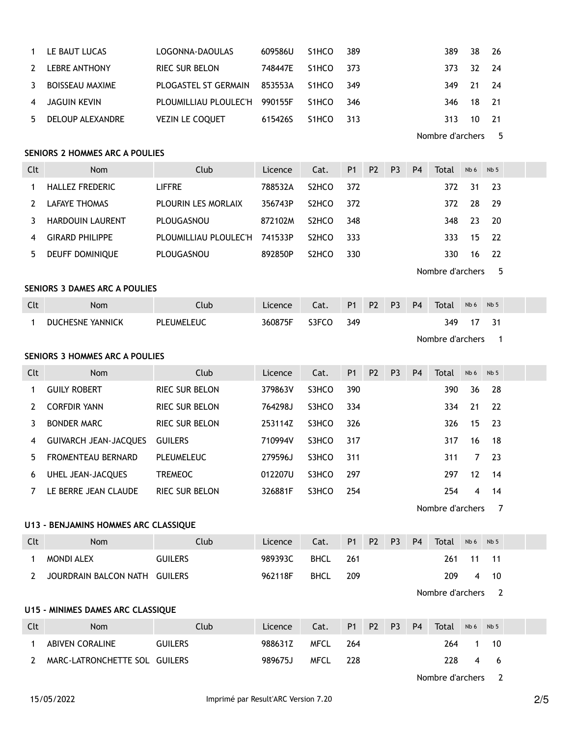| Clt | Nom | Club | Licence | Cat. | P1 | P2 | P3 | P4 | Total | Nb 6 | Nb 5 |
|---|---|---|---|---|---|---|---|---|---|---|---|
| 1 | LE BAUT LUCAS | LOGONNA-DAOULAS | 609586U | S1HCO | 389 | | | | 389 | 38 | 26 |
| 2 | LEBRE ANTHONY | RIEC SUR BELON | 748447E | S1HCO | 373 | | | | 373 | 32 | 24 |
| 3 | BOISSEAU MAXIME | PLOGASTEL ST GERMAIN | 853553A | S1HCO | 349 | | | | 349 | 21 | 24 |
| 4 | JAGUIN KEVIN | PLOUMILLIAU PLOULEC'H | 990155F | S1HCO | 346 | | | | 346 | 18 | 21 |
| 5 | DELOUP ALEXANDRE | VEZIN LE COQUET | 615426S | S1HCO | 313 | | | | 313 | 10 | 21 |

Nombre d'archers 5

### SENIORS 2 HOMMES ARC A POULIES

| Clt | Nom | Club | Licence | Cat. | P1 | P2 | P3 | P4 | Total | Nb 6 | Nb 5 |
|---|---|---|---|---|---|---|---|---|---|---|---|
| 1 | HALLEZ FREDERIC | LIFFRE | 788532A | S2HCO | 372 | | | | 372 | 31 | 23 |
| 2 | LAFAYE THOMAS | PLOURIN LES MORLAIX | 356743P | S2HCO | 372 | | | | 372 | 28 | 29 |
| 3 | HARDOUIN LAURENT | PLOUGASNOU | 872102M | S2HCO | 348 | | | | 348 | 23 | 20 |
| 4 | GIRARD PHILIPPE | PLOUMILLIAU PLOULEC'H | 741533P | S2HCO | 333 | | | | 333 | 15 | 22 |
| 5 | DEUFF DOMINIQUE | PLOUGASNOU | 892850P | S2HCO | 330 | | | | 330 | 16 | 22 |

Nombre d'archers 5

### SENIORS 3 DAMES ARC A POULIES

| Clt | Nom | Club | Licence | Cat. | P1 | P2 | P3 | P4 | Total | Nb 6 | Nb 5 |
|---|---|---|---|---|---|---|---|---|---|---|---|
| 1 | DUCHESNE YANNICK | PLEUMELEUC | 360875F | S3FCO | 349 | | | | 349 | 17 | 31 |

Nombre d'archers 1

### SENIORS 3 HOMMES ARC A POULIES

| Clt | Nom | Club | Licence | Cat. | P1 | P2 | P3 | P4 | Total | Nb 6 | Nb 5 |
|---|---|---|---|---|---|---|---|---|---|---|---|
| 1 | GUILY ROBERT | RIEC SUR BELON | 379863V | S3HCO | 390 | | | | 390 | 36 | 28 |
| 2 | CORFDIR YANN | RIEC SUR BELON | 764298J | S3HCO | 334 | | | | 334 | 21 | 22 |
| 3 | BONDER MARC | RIEC SUR BELON | 253114Z | S3HCO | 326 | | | | 326 | 15 | 23 |
| 4 | GUIVARCH JEAN-JACQUES | GUILERS | 710994V | S3HCO | 317 | | | | 317 | 16 | 18 |
| 5 | FROMENTEAU BERNARD | PLEUMELEUC | 279596J | S3HCO | 311 | | | | 311 | 7 | 23 |
| 6 | UHEL JEAN-JACQUES | TREMEOC | 012207U | S3HCO | 297 | | | | 297 | 12 | 14 |
| 7 | LE BERRE JEAN CLAUDE | RIEC SUR BELON | 326881F | S3HCO | 254 | | | | 254 | 4 | 14 |

Nombre d'archers 7

### U13 - BENJAMINS HOMMES ARC CLASSIQUE

| Clt | Nom | Club | Licence | Cat. | P1 | P2 | P3 | P4 | Total | Nb 6 | Nb 5 |
|---|---|---|---|---|---|---|---|---|---|---|---|
| 1 | MONDI ALEX | GUILERS | 989393C | BHCL | 261 | | | | 261 | 11 | 11 |
| 2 | JOURDRAIN BALCON NATH | GUILERS | 962118F | BHCL | 209 | | | | 209 | 4 | 10 |

Nombre d'archers 2

### U15 - MINIMES DAMES ARC CLASSIQUE

| Clt | Nom | Club | Licence | Cat. | P1 | P2 | P3 | P4 | Total | Nb 6 | Nb 5 |
|---|---|---|---|---|---|---|---|---|---|---|---|
| 1 | ABIVEN CORALINE | GUILERS | 988631Z | MFCL | 264 | | | | 264 | 1 | 10 |
| 2 | MARC-LATRONCHETTE SOL | GUILERS | 989675J | MFCL | 228 | | | | 228 | 4 | 6 |

Nombre d'archers 2

15/05/2022 Imprimé par Result'ARC Version 7.20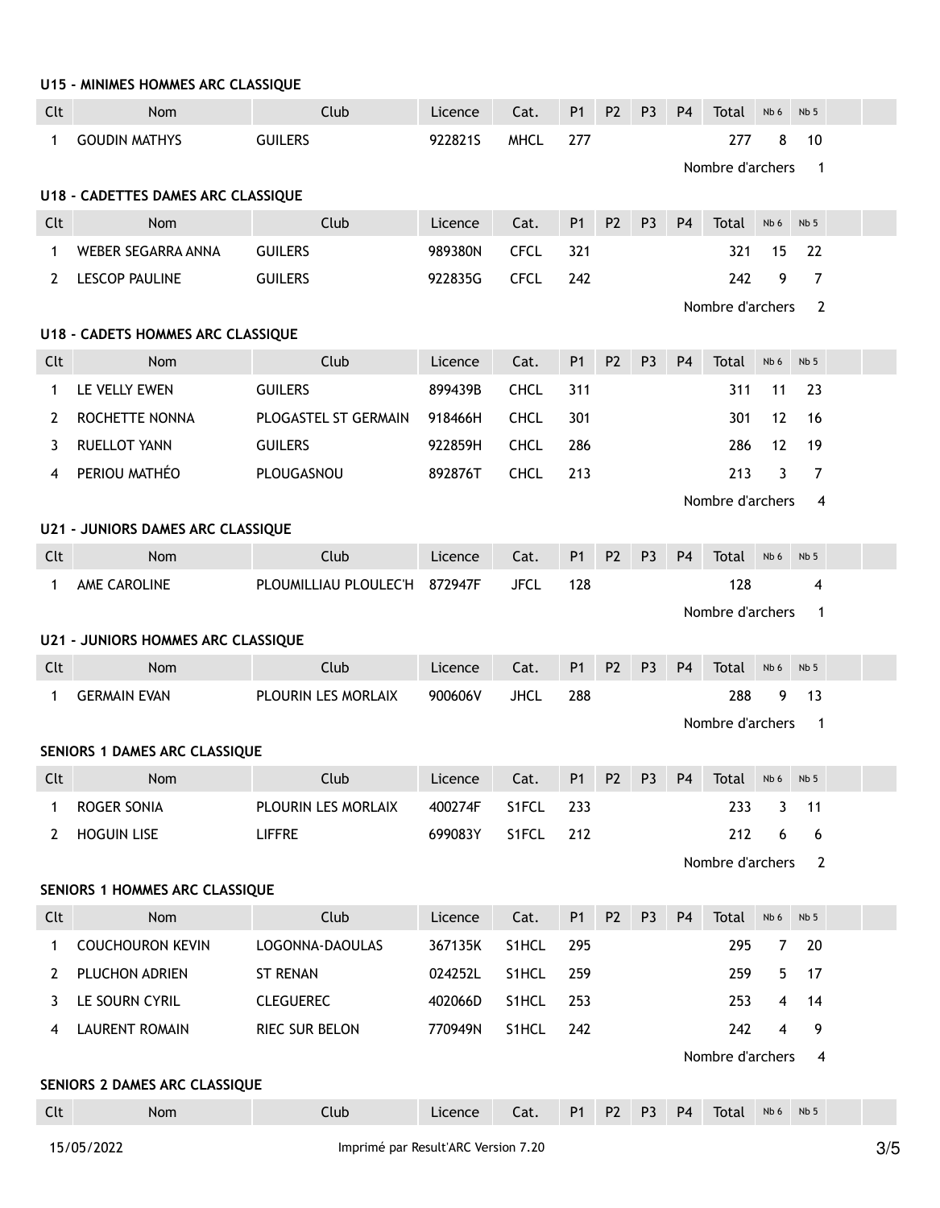### U15 - MINIMES HOMMES ARC CLASSIQUE

| Clt | Nom | Club | Licence | Cat. | P1 | P2 | P3 | P4 | Total | Nb 6 | Nb 5 | | |
|---|---|---|---|---|---|---|---|---|---|---|---|---|---|
| 1 | GOUDIN MATHYS | GUILERS | 922821S | MHCL | 277 | | | | 277 | 8 | 10 | | |

Nombre d'archers 1

### U18 - CADETTES DAMES ARC CLASSIQUE

| Clt | Nom | Club | Licence | Cat. | P1 | P2 | P3 | P4 | Total | Nb 6 | Nb 5 | | |
|---|---|---|---|---|---|---|---|---|---|---|---|---|---|
| 1 | WEBER SEGARRA ANNA | GUILERS | 989380N | CFCL | 321 | | | | 321 | 15 | 22 | | |
| 2 | LESCOP PAULINE | GUILERS | 922835G | CFCL | 242 | | | | 242 | 9 | 7 | | |

Nombre d'archers 2

### U18 - CADETS HOMMES ARC CLASSIQUE

| Clt | Nom | Club | Licence | Cat. | P1 | P2 | P3 | P4 | Total | Nb 6 | Nb 5 | | |
|---|---|---|---|---|---|---|---|---|---|---|---|---|---|
| 1 | LE VELLY EWEN | GUILERS | 899439B | CHCL | 311 | | | | 311 | 11 | 23 | | |
| 2 | ROCHETTE NONNA | PLOGASTEL ST GERMAIN | 918466H | CHCL | 301 | | | | 301 | 12 | 16 | | |
| 3 | RUELLOT YANN | GUILERS | 922859H | CHCL | 286 | | | | 286 | 12 | 19 | | |
| 4 | PERIOU MATHÉO | PLOUGASNOU | 892876T | CHCL | 213 | | | | 213 | 3 | 7 | | |

Nombre d'archers 4

### U21 - JUNIORS DAMES ARC CLASSIQUE

| Clt | Nom | Club | Licence | Cat. | P1 | P2 | P3 | P4 | Total | Nb 6 | Nb 5 | | |
|---|---|---|---|---|---|---|---|---|---|---|---|---|---|
| 1 | AME CAROLINE | PLOUMILLIAU PLOULEC'H | 872947F | JFCL | 128 | | | | 128 | | 4 | | |

Nombre d'archers 1

### U21 - JUNIORS HOMMES ARC CLASSIQUE

| Clt | Nom | Club | Licence | Cat. | P1 | P2 | P3 | P4 | Total | Nb 6 | Nb 5 | | |
|---|---|---|---|---|---|---|---|---|---|---|---|---|---|
| 1 | GERMAIN EVAN | PLOURIN LES MORLAIX | 900606V | JHCL | 288 | | | | 288 | 9 | 13 | | |

Nombre d'archers 1

### SENIORS 1 DAMES ARC CLASSIQUE

| Clt | Nom | Club | Licence | Cat. | P1 | P2 | P3 | P4 | Total | Nb 6 | Nb 5 | | |
|---|---|---|---|---|---|---|---|---|---|---|---|---|---|
| 1 | ROGER SONIA | PLOURIN LES MORLAIX | 400274F | S1FCL | 233 | | | | 233 | 3 | 11 | | |
| 2 | HOGUIN LISE | LIFFRE | 699083Y | S1FCL | 212 | | | | 212 | 6 | 6 | | |

Nombre d'archers 2

### SENIORS 1 HOMMES ARC CLASSIQUE

| Clt | Nom | Club | Licence | Cat. | P1 | P2 | P3 | P4 | Total | Nb 6 | Nb 5 | | |
|---|---|---|---|---|---|---|---|---|---|---|---|---|---|
| 1 | COUCHOURON KEVIN | LOGONNA-DAOULAS | 367135K | S1HCL | 295 | | | | 295 | 7 | 20 | | |
| 2 | PLUCHON ADRIEN | ST RENAN | 024252L | S1HCL | 259 | | | | 259 | 5 | 17 | | |
| 3 | LE SOURN CYRIL | CLEGUEREC | 402066D | S1HCL | 253 | | | | 253 | 4 | 14 | | |
| 4 | LAURENT ROMAIN | RIEC SUR BELON | 770949N | S1HCL | 242 | | | | 242 | 4 | 9 | | |

Nombre d'archers 4

### SENIORS 2 DAMES ARC CLASSIQUE

| Clt | Nom | Club | Licence | Cat. | P1 | P2 | P3 | P4 | Total | Nb 6 | Nb 5 | | |
|---|---|---|---|---|---|---|---|---|---|---|---|---|---|

15/05/2022 Imprimé par Result'ARC Version 7.20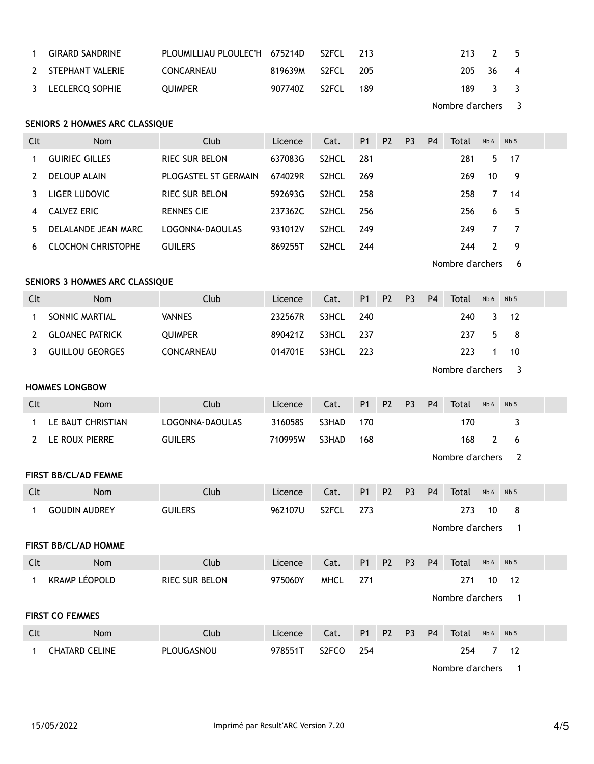| | | | | | | | | | | | | | |
|---|---|---|---|---|---|---|---|---|---|---|---|---|---|
| 1 | GIRARD SANDRINE | PLOUMILLIAU PLOULEC'H | 675214D | S2FCL | 213 | | | | 213 | 2 | 5 | | |
| 2 | STEPHANT VALERIE | CONCARNEAU | 819639M | S2FCL | 205 | | | | 205 | 36 | 4 | | |
| 3 | LECLERCQ SOPHIE | QUIMPER | 907740Z | S2FCL | 189 | | | | 189 | 3 | 3 | | |

Nombre d'archers 3

**SENIORS 2 HOMMES ARC CLASSIQUE**

| Clt | Nom | Club | Licence | Cat. | P1 | P2 | P3 | P4 | Total | Nb 6 | Nb 5 | | |
|---|---|---|---|---|---|---|---|---|---|---|---|---|---|
| 1 | GUIRIEC GILLES | RIEC SUR BELON | 637083G | S2HCL | 281 | | | | 281 | 5 | 17 | | |
| 2 | DELOUP ALAIN | PLOGASTEL ST GERMAIN | 674029R | S2HCL | 269 | | | | 269 | 10 | 9 | | |
| 3 | LIGER LUDOVIC | RIEC SUR BELON | 592693G | S2HCL | 258 | | | | 258 | 7 | 14 | | |
| 4 | CALVEZ ERIC | RENNES CIE | 237362C | S2HCL | 256 | | | | 256 | 6 | 5 | | |
| 5 | DELALANDE JEAN MARC | LOGONNA-DAOULAS | 931012V | S2HCL | 249 | | | | 249 | 7 | 7 | | |
| 6 | CLOCHON CHRISTOPHE | GUILERS | 869255T | S2HCL | 244 | | | | 244 | 2 | 9 | | |

Nombre d'archers 6

**SENIORS 3 HOMMES ARC CLASSIQUE**

| Clt | Nom | Club | Licence | Cat. | P1 | P2 | P3 | P4 | Total | Nb 6 | Nb 5 | | |
|---|---|---|---|---|---|---|---|---|---|---|---|---|---|
| 1 | SONNIC MARTIAL | VANNES | 232567R | S3HCL | 240 | | | | 240 | 3 | 12 | | |
| 2 | GLOANEC PATRICK | QUIMPER | 890421Z | S3HCL | 237 | | | | 237 | 5 | 8 | | |
| 3 | GUILLOU GEORGES | CONCARNEAU | 014701E | S3HCL | 223 | | | | 223 | 1 | 10 | | |

Nombre d'archers 3

**HOMMES LONGBOW**

| Clt | Nom | Club | Licence | Cat. | P1 | P2 | P3 | P4 | Total | Nb 6 | Nb 5 | | |
|---|---|---|---|---|---|---|---|---|---|---|---|---|---|
| 1 | LE BAUT CHRISTIAN | LOGONNA-DAOULAS | 316058S | S3HAD | 170 | | | | 170 | | 3 | | |
| 2 | LE ROUX PIERRE | GUILERS | 710995W | S3HAD | 168 | | | | 168 | 2 | 6 | | |

Nombre d'archers 2

**FIRST BB/CL/AD FEMME**

| Clt | Nom | Club | Licence | Cat. | P1 | P2 | P3 | P4 | Total | Nb 6 | Nb 5 | | |
|---|---|---|---|---|---|---|---|---|---|---|---|---|---|
| 1 | GOUDIN AUDREY | GUILERS | 962107U | S2FCL | 273 | | | | 273 | 10 | 8 | | |

Nombre d'archers 1

**FIRST BB/CL/AD HOMME**

| Clt | Nom | Club | Licence | Cat. | P1 | P2 | P3 | P4 | Total | Nb 6 | Nb 5 | | |
|---|---|---|---|---|---|---|---|---|---|---|---|---|---|
| 1 | KRAMP LÉOPOLD | RIEC SUR BELON | 975060Y | MHCL | 271 | | | | 271 | 10 | 12 | | |

Nombre d'archers 1

**FIRST CO FEMMES**

| Clt | Nom | Club | Licence | Cat. | P1 | P2 | P3 | P4 | Total | Nb 6 | Nb 5 | | |
|---|---|---|---|---|---|---|---|---|---|---|---|---|---|
| 1 | CHATARD CELINE | PLOUGASNOU | 978551T | S2FCO | 254 | | | | 254 | 7 | 12 | | |

Nombre d'archers 1

15/05/2022 Imprimé par Result'ARC Version 7.20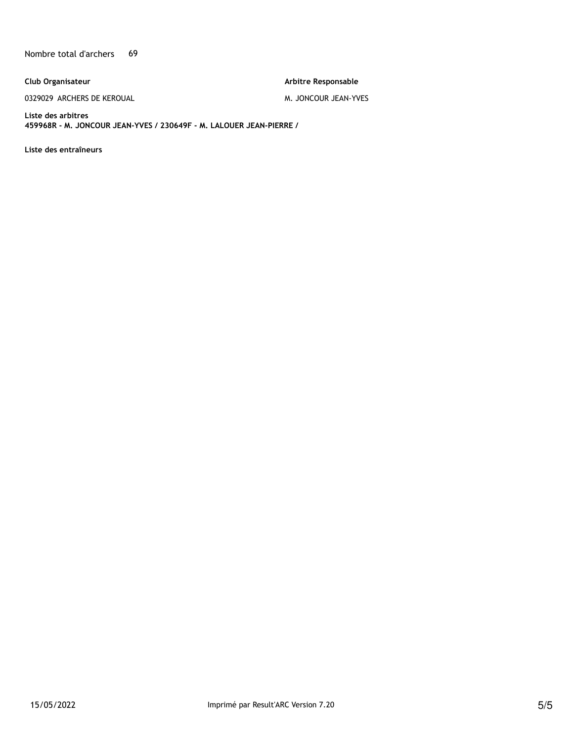Nombre total d'archers 69

**Club Organisateur**

0329029 ARCHERS DE KEROUAL

**Arbitre Responsable**

M. JONCOUR JEAN-YVES

**Liste des arbitres**
**459968R - M. JONCOUR JEAN-YVES / 230649F - M. LALOUER JEAN-PIERRE /**

**Liste des entraîneurs**

15/05/2022 Imprimé par Result'ARC Version 7.20